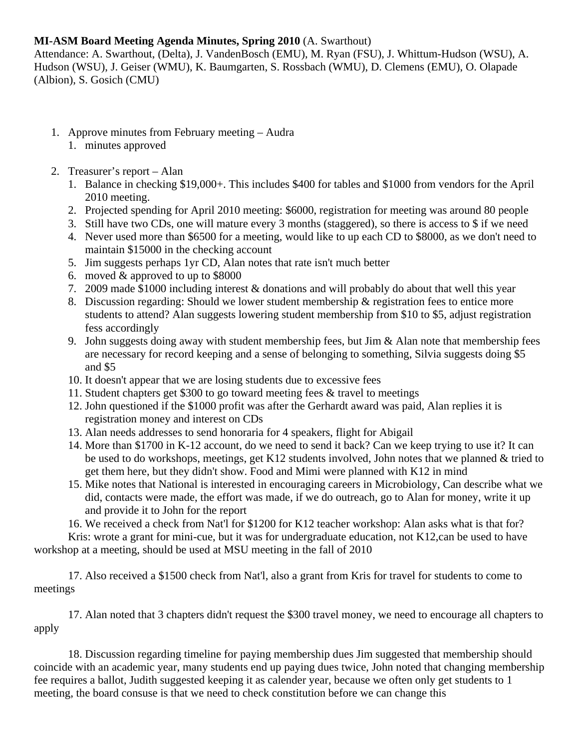**MI-ASM Board Meeting Agenda Minutes, Spring 2010** (A. Swarthout)
Attendance: A. Swarthout, (Delta), J. VandenBosch (EMU), M. Ryan (FSU), J. Whittum-Hudson (WSU), A. Hudson (WSU), J. Geiser (WMU), K. Baumgarten, S. Rossbach (WMU), D. Clemens (EMU), O. Olapade (Albion), S. Gosich (CMU)

1. Approve minutes from February meeting – Audra
   1. minutes approved

2. Treasurer's report – Alan
   1. Balance in checking $19,000+. This includes $400 for tables and $1000 from vendors for the April 2010 meeting.
   2. Projected spending for April 2010 meeting: $6000, registration for meeting was around 80 people
   3. Still have two CDs, one will mature every 3 months (staggered), so there is access to $ if we need
   4. Never used more than $6500 for a meeting, would like to up each CD to $8000, as we don't need to maintain $15000 in the checking account
   5. Jim suggests perhaps 1yr CD, Alan notes that rate isn't much better
   6. moved & approved to up to $8000
   7. 2009 made $1000 including interest & donations and will probably do about that well this year
   8. Discussion regarding: Should we lower student membership & registration fees to entice more students to attend? Alan suggests lowering student membership from $10 to $5, adjust registration fess accordingly
   9. John suggests doing away with student membership fees, but Jim & Alan note that membership fees are necessary for record keeping and a sense of belonging to something, Silvia suggests doing $5 and $5
   10. It doesn't appear that we are losing students due to excessive fees
   11. Student chapters get $300 to go toward meeting fees & travel to meetings
   12. John questioned if the $1000 profit was after the Gerhardt award was paid, Alan replies it is registration money and interest on CDs
   13. Alan needs addresses to send honoraria for 4 speakers, flight for Abigail
   14. More than $1700 in K-12 account, do we need to send it back? Can we keep trying to use it? It can be used to do workshops, meetings, get K12 students involved, John notes that we planned & tried to get them here, but they didn't show. Food and Mimi were planned with K12 in mind
   15. Mike notes that National is interested in encouraging careers in Microbiology, Can describe what we did, contacts were made, the effort was made, if we do outreach, go to Alan for money, write it up and provide it to John for the report
   16. We received a check from Nat'l for $1200 for K12 teacher workshop: Alan asks what is that for? Kris: wrote a grant for mini-cue, but it was for undergraduate education, not K12,can be used to have workshop at a meeting, should be used at MSU meeting in the fall of 2010

   17. Also received a $1500 check from Nat'l, also a grant from Kris for travel for students to come to meetings

   17. Alan noted that 3 chapters didn't request the $300 travel money, we need to encourage all chapters to apply

   18. Discussion regarding timeline for paying membership dues Jim suggested that membership should coincide with an academic year, many students end up paying dues twice, John noted that changing membership fee requires a ballot, Judith suggested keeping it as calender year, because we often only get students to 1 meeting, the board consuse is that we need to check constitution before we can change this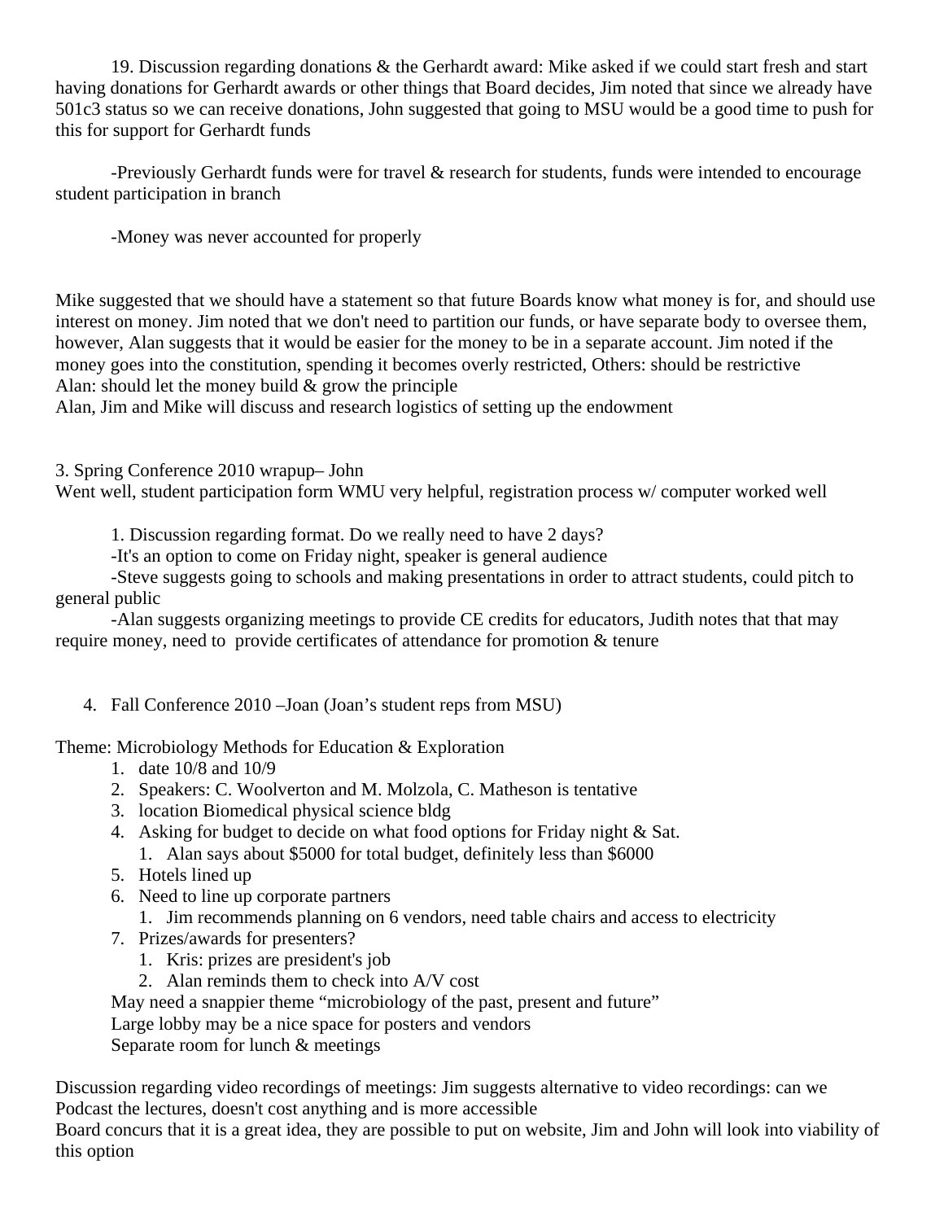19. Discussion regarding donations & the Gerhardt award: Mike asked if we could start fresh and start having donations for Gerhardt awards or other things that Board decides, Jim noted that since we already have 501c3 status so we can receive donations, John suggested that going to MSU would be a good time to push for this for support for Gerhardt funds

-Previously Gerhardt funds were for travel & research for students, funds were intended to encourage student participation in branch

-Money was never accounted for properly

Mike suggested that we should have a statement so that future Boards know what money is for, and should use interest on money. Jim noted that we don't need to partition our funds, or have separate body to oversee them, however, Alan suggests that it would be easier for the money to be in a separate account. Jim noted if the money goes into the constitution, spending it becomes overly restricted, Others: should be restrictive
Alan: should let the money build & grow the principle
Alan, Jim and Mike will discuss and research logistics of setting up the endowment

3. Spring Conference 2010 wrapup– John
Went well, student participation form WMU very helpful, registration process w/ computer worked well

1. Discussion regarding format. Do we really need to have 2 days?
-It's an option to come on Friday night, speaker is general audience
-Steve suggests going to schools and making presentations in order to attract students, could pitch to general public
-Alan suggests organizing meetings to provide CE credits for educators, Judith notes that that may require money, need to provide certificates of attendance for promotion & tenure

4. Fall Conference 2010 –Joan (Joan's student reps from MSU)

Theme: Microbiology Methods for Education & Exploration

1. date 10/8 and 10/9
2. Speakers: C. Woolverton and M. Molzola, C. Matheson is tentative
3. location Biomedical physical science bldg
4. Asking for budget to decide on what food options for Friday night & Sat.
   1. Alan says about $5000 for total budget, definitely less than $6000
5. Hotels lined up
6. Need to line up corporate partners
   1. Jim recommends planning on 6 vendors, need table chairs and access to electricity
7. Prizes/awards for presenters?
   1. Kris: prizes are president's job
   2. Alan reminds them to check into A/V cost

May need a snappier theme "microbiology of the past, present and future"
Large lobby may be a nice space for posters and vendors
Separate room for lunch & meetings

Discussion regarding video recordings of meetings: Jim suggests alternative to video recordings: can we Podcast the lectures, doesn't cost anything and is more accessible
Board concurs that it is a great idea, they are possible to put on website, Jim and John will look into viability of this option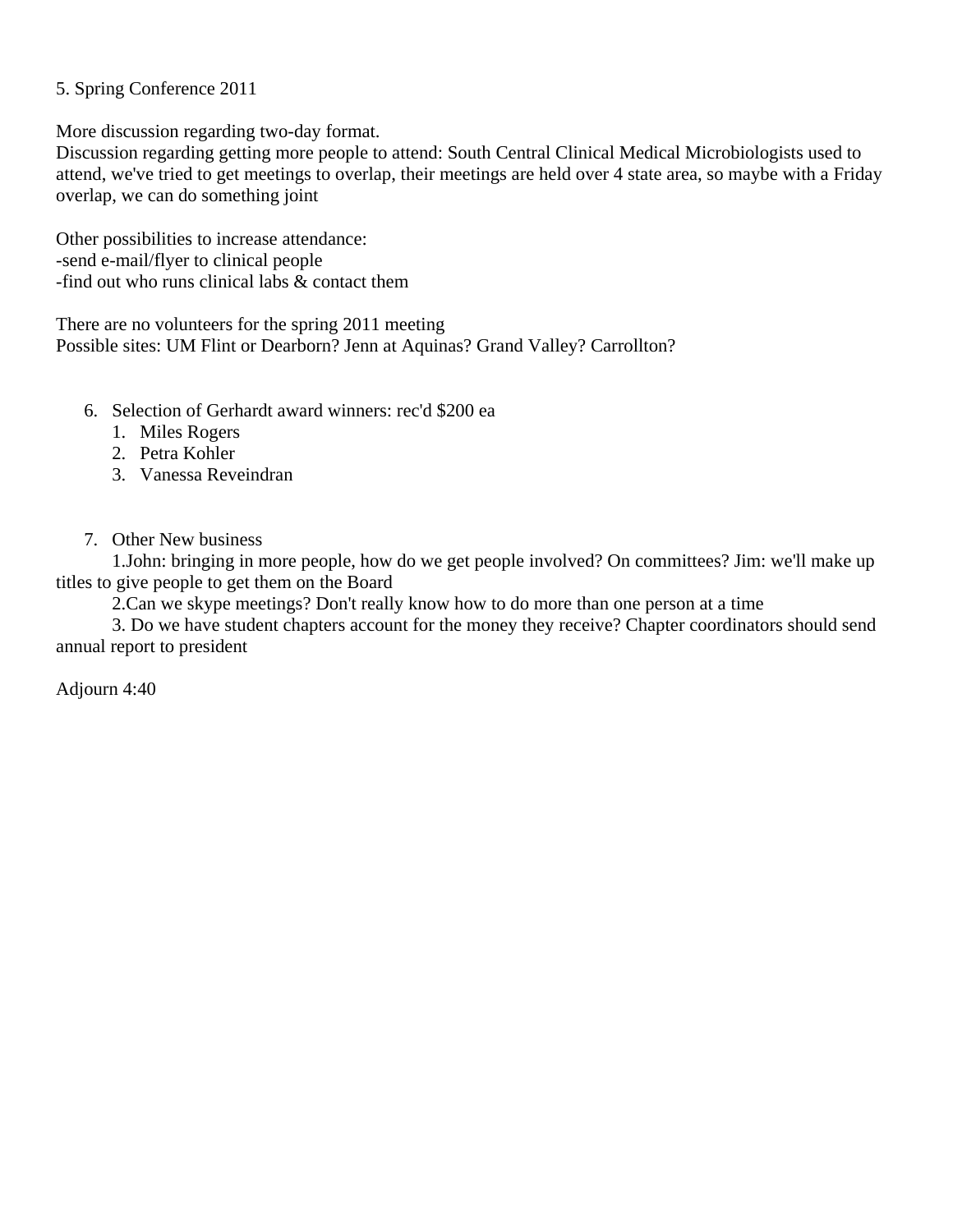5. Spring Conference 2011

More discussion regarding two-day format.
Discussion regarding getting more people to attend: South Central Clinical Medical Microbiologists used to attend, we've tried to get meetings to overlap, their meetings are held over 4 state area, so maybe with a Friday overlap, we can do something joint

Other possibilities to increase attendance:
-send e-mail/flyer to clinical people
-find out who runs clinical labs & contact them

There are no volunteers for the spring 2011 meeting
Possible sites: UM Flint or Dearborn? Jenn at Aquinas? Grand Valley? Carrollton?

6. Selection of Gerhardt award winners: rec'd $200 ea
   1. Miles Rogers
   2. Petra Kohler
   3. Vanessa Reveindran

7. Other New business

   1.John: bringing in more people, how do we get people involved? On committees? Jim: we'll make up titles to give people to get them on the Board

   2.Can we skype meetings? Don't really know how to do more than one person at a time

   3. Do we have student chapters account for the money they receive? Chapter coordinators should send annual report to president

Adjourn 4:40